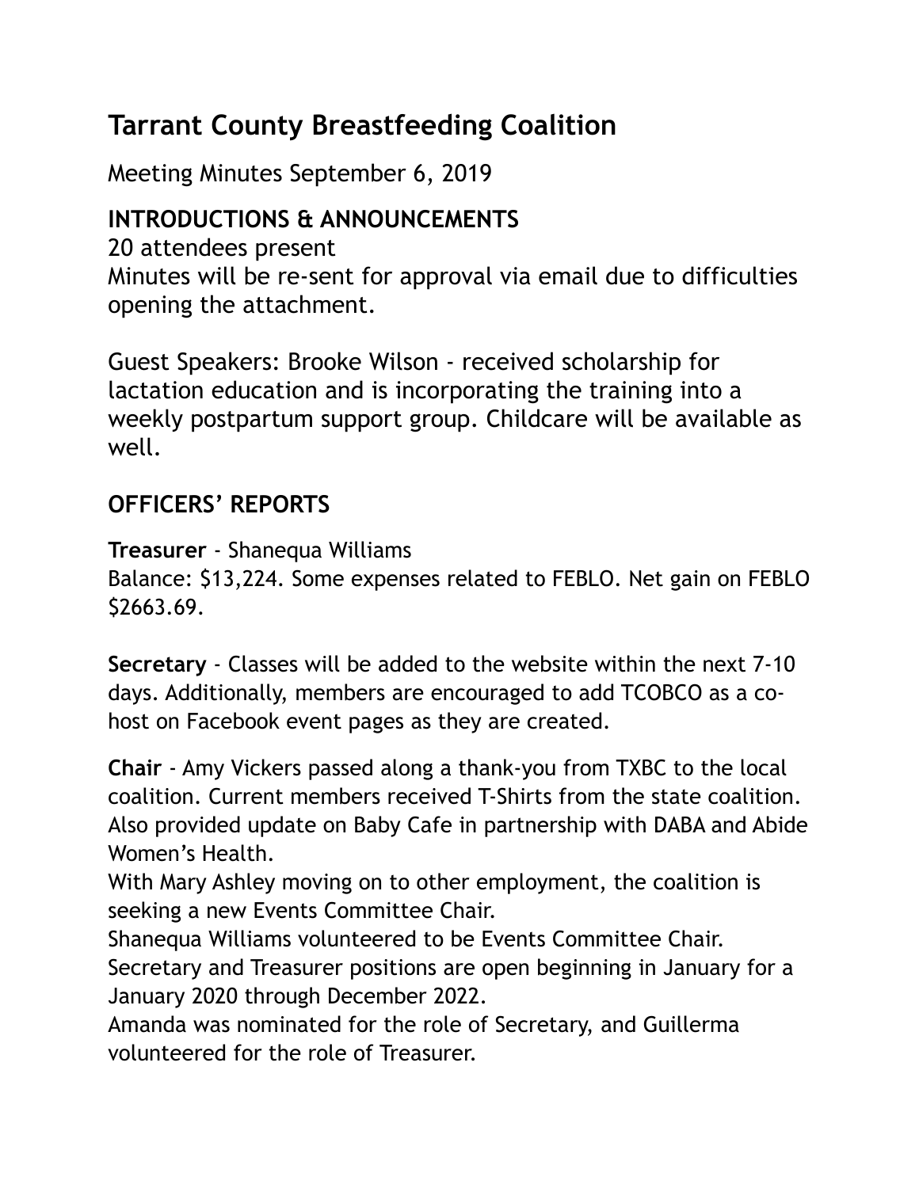# Tarrant County Breastfeeding Coalition

Meeting Minutes September 6, 2019

## INTRODUCTIONS & ANNOUNCEMENTS

20 attendees present
Minutes will be re-sent for approval via email due to difficulties opening the attachment.

Guest Speakers: Brooke Wilson - received scholarship for lactation education and is incorporating the training into a weekly postpartum support group. Childcare will be available as well.

## OFFICERS' REPORTS

**Treasurer** - Shanequa Williams
Balance: $13,224. Some expenses related to FEBLO. Net gain on FEBLO $2663.69.

**Secretary** - Classes will be added to the website within the next 7-10 days. Additionally, members are encouraged to add TCOBCO as a co-host on Facebook event pages as they are created.

**Chair** - Amy Vickers passed along a thank-you from TXBC to the local coalition. Current members received T-Shirts from the state coalition. Also provided update on Baby Cafe in partnership with DABA and Abide Women's Health.
With Mary Ashley moving on to other employment, the coalition is seeking a new Events Committee Chair.
Shanequa Williams volunteered to be Events Committee Chair.
Secretary and Treasurer positions are open beginning in January for a January 2020 through December 2022.
Amanda was nominated for the role of Secretary, and Guillerma volunteered for the role of Treasurer.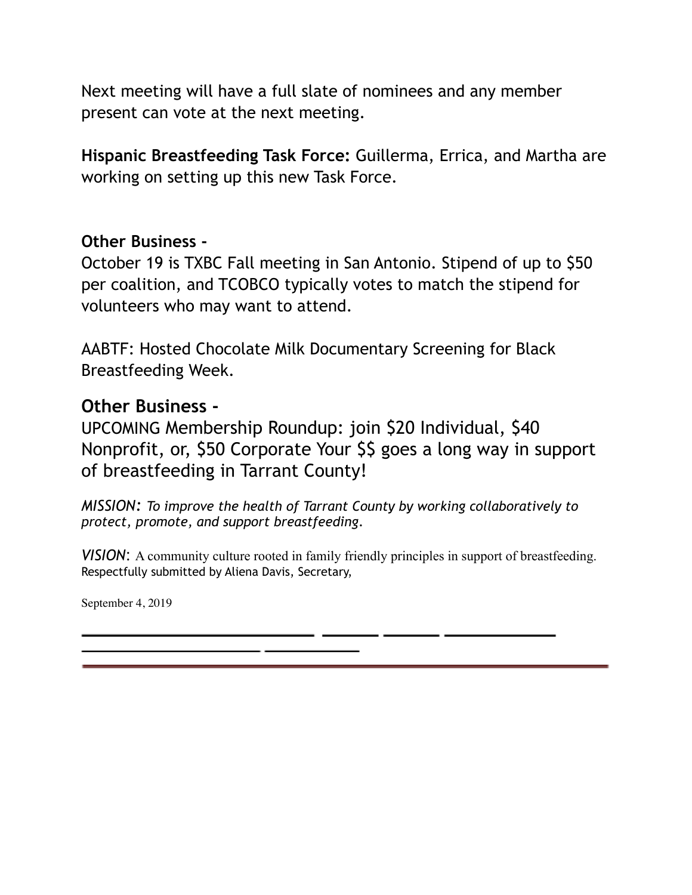Next meeting will have a full slate of nominees and any member present can vote at the next meeting.

**Hispanic Breastfeeding Task Force:** Guillerma, Errica, and Martha are working on setting up this new Task Force.

**Other Business -**

October 19 is TXBC Fall meeting in San Antonio. Stipend of up to $50 per coalition, and TCOBCO typically votes to match the stipend for volunteers who may want to attend.

AABTF: Hosted Chocolate Milk Documentary Screening for Black Breastfeeding Week.

## Other Business -

UPCOMING Membership Roundup: join $20 Individual, $40 Nonprofit, or, $50 Corporate Your $$ goes a long way in support of breastfeeding in Tarrant County!

*MISSION: To improve the health of Tarrant County by working collaboratively to protect, promote, and support breastfeeding.*

*VISION*: A community culture rooted in family friendly principles in support of breastfeeding.

Respectfully submitted by Aliena Davis, Secretary,

September 4, 2019